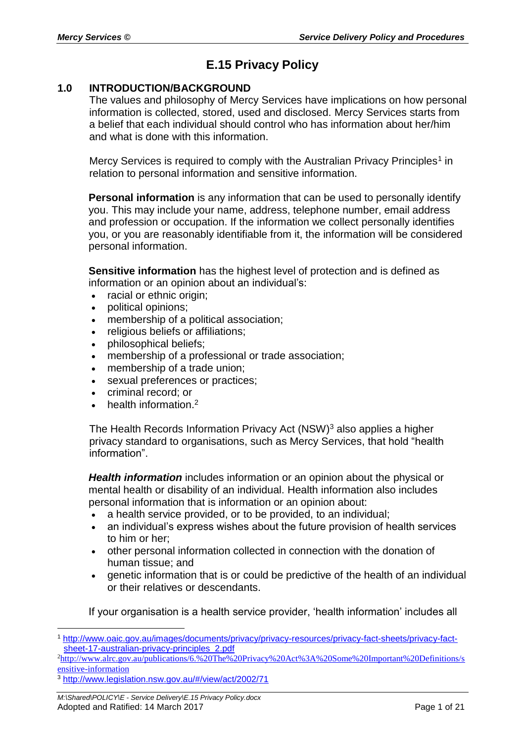# E.15 Privacy Policy

## 1.0 INTRODUCTION/BACKGROUND

The values and philosophy of Mercy Services have implications on how personal information is collected, stored, used and disclosed. Mercy Services starts from a belief that each individual should control who has information about her/him and what is done with this information.

Mercy Services is required to comply with the Australian Privacy Principles[1] in relation to personal information and sensitive information.

**Personal information** is any information that can be used to personally identify you. This may include your name, address, telephone number, email address and profession or occupation. If the information we collect personally identifies you, or you are reasonably identifiable from it, the information will be considered personal information.

**Sensitive information** has the highest level of protection and is defined as information or an opinion about an individual's:

- racial or ethnic origin;
- political opinions;
- membership of a political association;
- religious beliefs or affiliations;
- philosophical beliefs;
- membership of a professional or trade association;
- membership of a trade union;
- sexual preferences or practices;
- criminal record; or
- health information.[2]

The Health Records Information Privacy Act (NSW)[3] also applies a higher privacy standard to organisations, such as Mercy Services, that hold "health information".

***Health information*** includes information or an opinion about the physical or mental health or disability of an individual. Health information also includes personal information that is information or an opinion about:

- a health service provided, or to be provided, to an individual;
- an individual's express wishes about the future provision of health services to him or her;
- other personal information collected in connection with the donation of human tissue; and
- genetic information that is or could be predictive of the health of an individual or their relatives or descendants.

If your organisation is a health service provider, 'health information' includes all

---

[1] http://www.oaic.gov.au/images/documents/privacy/privacy-resources/privacy-fact-sheets/privacy-fact-sheet-17-australian-privacy-principles_2.pdf

[2] http://www.alrc.gov.au/publications/6.%20The%20Privacy%20Act%3A%20Some%20Important%20Definitions/sensitive-information

[3] http://www.legislation.nsw.gov.au/#/view/act/2002/71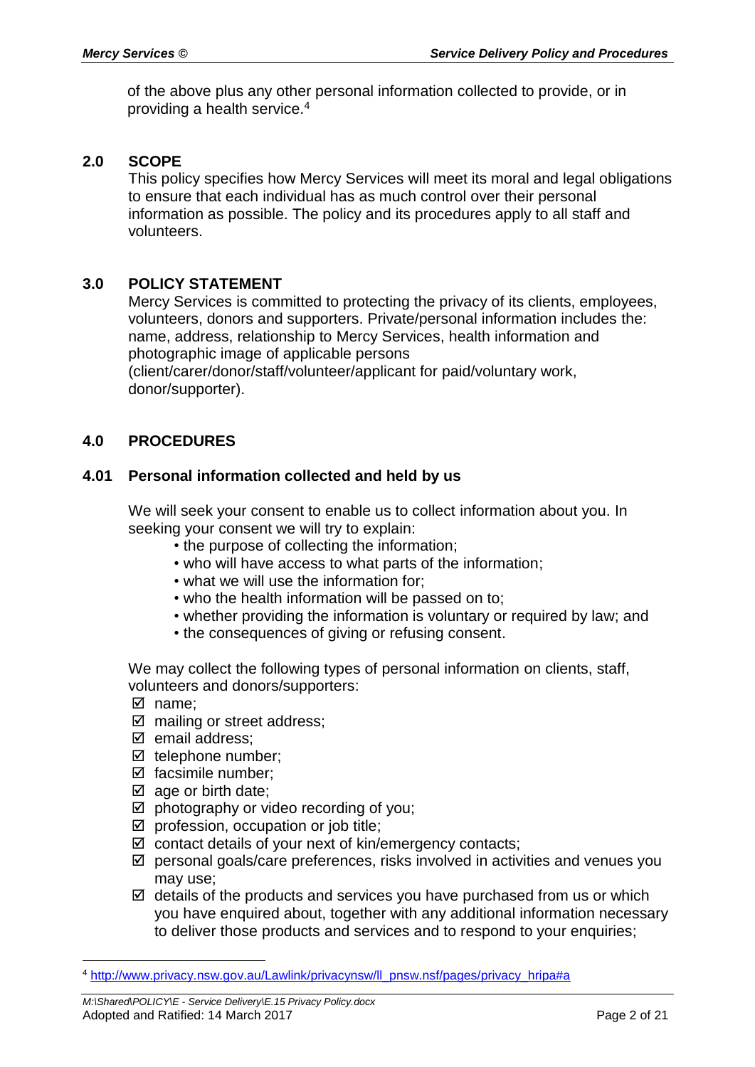of the above plus any other personal information collected to provide, or in providing a health service.[4]

## 2.0 SCOPE

This policy specifies how Mercy Services will meet its moral and legal obligations to ensure that each individual has as much control over their personal information as possible. The policy and its procedures apply to all staff and volunteers.

## 3.0 POLICY STATEMENT

Mercy Services is committed to protecting the privacy of its clients, employees, volunteers, donors and supporters. Private/personal information includes the: name, address, relationship to Mercy Services, health information and photographic image of applicable persons (client/carer/donor/staff/volunteer/applicant for paid/voluntary work, donor/supporter).

## 4.0 PROCEDURES

### 4.01 Personal information collected and held by us

We will seek your consent to enable us to collect information about you. In seeking your consent we will try to explain:

- the purpose of collecting the information;
- who will have access to what parts of the information;
- what we will use the information for;
- who the health information will be passed on to;
- whether providing the information is voluntary or required by law; and
- the consequences of giving or refusing consent.

We may collect the following types of personal information on clients, staff, volunteers and donors/supporters:

- ☑ name;
- ☑ mailing or street address;
- ☑ email address;
- ☑ telephone number;
- ☑ facsimile number;
- ☑ age or birth date;
- ☑ photography or video recording of you;
- ☑ profession, occupation or job title;
- ☑ contact details of your next of kin/emergency contacts;
- ☑ personal goals/care preferences, risks involved in activities and venues you may use;
- ☑ details of the products and services you have purchased from us or which you have enquired about, together with any additional information necessary to deliver those products and services and to respond to your enquiries;

[4] http://www.privacy.nsw.gov.au/Lawlink/privacynsw/ll_pnsw.nsf/pages/privacy_hripa#a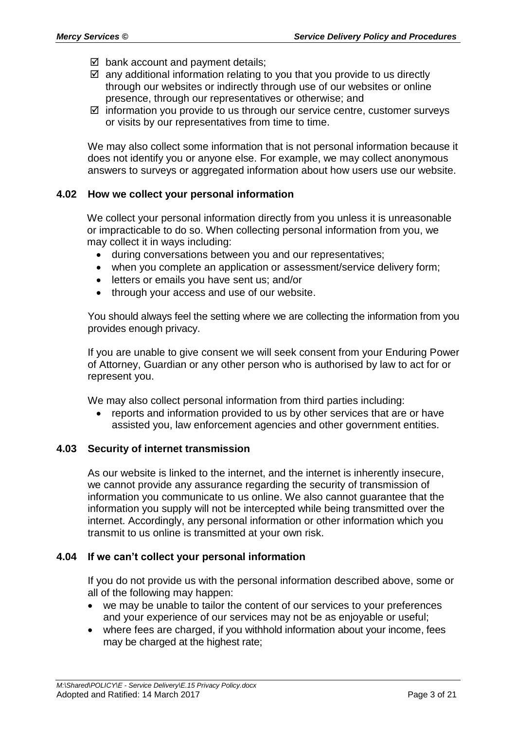- ☑ bank account and payment details;
- ☑ any additional information relating to you that you provide to us directly through our websites or indirectly through use of our websites or online presence, through our representatives or otherwise; and
- ☑ information you provide to us through our service centre, customer surveys or visits by our representatives from time to time.

We may also collect some information that is not personal information because it does not identify you or anyone else. For example, we may collect anonymous answers to surveys or aggregated information about how users use our website.

### 4.02 How we collect your personal information

We collect your personal information directly from you unless it is unreasonable or impracticable to do so. When collecting personal information from you, we may collect it in ways including:

- during conversations between you and our representatives;
- when you complete an application or assessment/service delivery form;
- letters or emails you have sent us; and/or
- through your access and use of our website.

You should always feel the setting where we are collecting the information from you provides enough privacy.

If you are unable to give consent we will seek consent from your Enduring Power of Attorney, Guardian or any other person who is authorised by law to act for or represent you.

We may also collect personal information from third parties including:

- reports and information provided to us by other services that are or have assisted you, law enforcement agencies and other government entities.

### 4.03 Security of internet transmission

As our website is linked to the internet, and the internet is inherently insecure, we cannot provide any assurance regarding the security of transmission of information you communicate to us online. We also cannot guarantee that the information you supply will not be intercepted while being transmitted over the internet. Accordingly, any personal information or other information which you transmit to us online is transmitted at your own risk.

### 4.04 If we can't collect your personal information

If you do not provide us with the personal information described above, some or all of the following may happen:

- we may be unable to tailor the content of our services to your preferences and your experience of our services may not be as enjoyable or useful;
- where fees are charged, if you withhold information about your income, fees may be charged at the highest rate;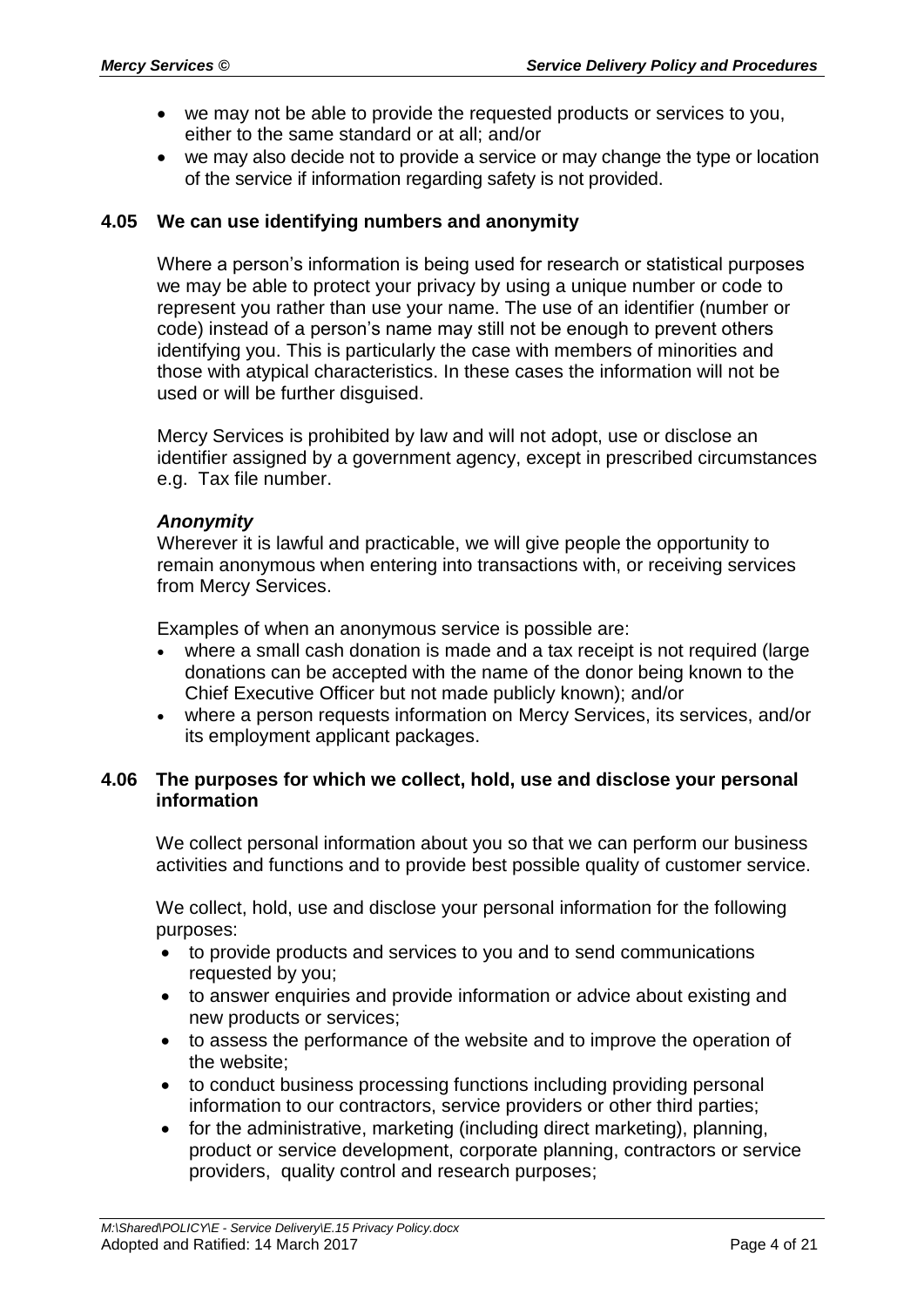- we may not be able to provide the requested products or services to you, either to the same standard or at all; and/or
- we may also decide not to provide a service or may change the type or location of the service if information regarding safety is not provided.

### 4.05 We can use identifying numbers and anonymity

Where a person's information is being used for research or statistical purposes we may be able to protect your privacy by using a unique number or code to represent you rather than use your name. The use of an identifier (number or code) instead of a person's name may still not be enough to prevent others identifying you. This is particularly the case with members of minorities and those with atypical characteristics. In these cases the information will not be used or will be further disguised.

Mercy Services is prohibited by law and will not adopt, use or disclose an identifier assigned by a government agency, except in prescribed circumstances e.g. Tax file number.

***Anonymity***

Wherever it is lawful and practicable, we will give people the opportunity to remain anonymous when entering into transactions with, or receiving services from Mercy Services.

Examples of when an anonymous service is possible are:

- where a small cash donation is made and a tax receipt is not required (large donations can be accepted with the name of the donor being known to the Chief Executive Officer but not made publicly known); and/or
- where a person requests information on Mercy Services, its services, and/or its employment applicant packages.

### 4.06 The purposes for which we collect, hold, use and disclose your personal information

We collect personal information about you so that we can perform our business activities and functions and to provide best possible quality of customer service.

We collect, hold, use and disclose your personal information for the following purposes:

- to provide products and services to you and to send communications requested by you;
- to answer enquiries and provide information or advice about existing and new products or services;
- to assess the performance of the website and to improve the operation of the website;
- to conduct business processing functions including providing personal information to our contractors, service providers or other third parties;
- for the administrative, marketing (including direct marketing), planning, product or service development, corporate planning, contractors or service providers, quality control and research purposes;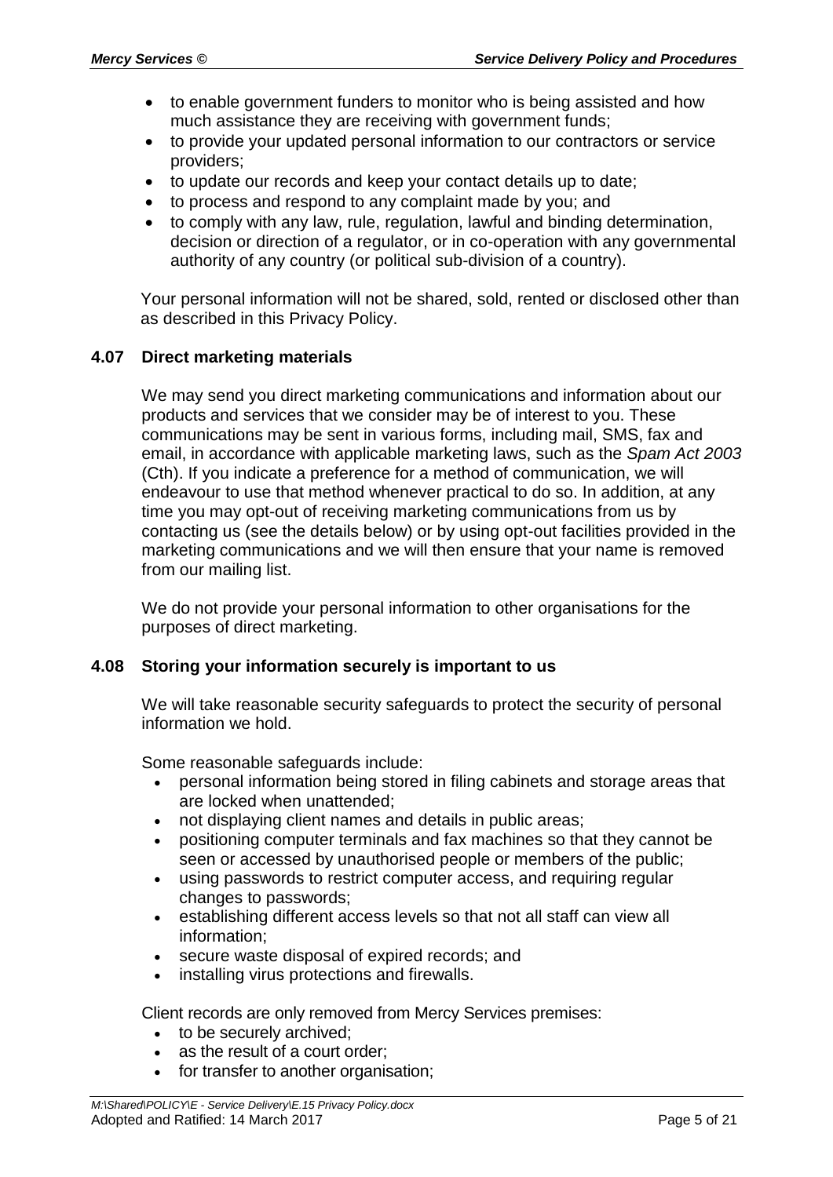- to enable government funders to monitor who is being assisted and how much assistance they are receiving with government funds;
- to provide your updated personal information to our contractors or service providers;
- to update our records and keep your contact details up to date;
- to process and respond to any complaint made by you; and
- to comply with any law, rule, regulation, lawful and binding determination, decision or direction of a regulator, or in co-operation with any governmental authority of any country (or political sub-division of a country).

Your personal information will not be shared, sold, rented or disclosed other than as described in this Privacy Policy.

### 4.07 Direct marketing materials

We may send you direct marketing communications and information about our products and services that we consider may be of interest to you. These communications may be sent in various forms, including mail, SMS, fax and email, in accordance with applicable marketing laws, such as the *Spam Act 2003* (Cth). If you indicate a preference for a method of communication, we will endeavour to use that method whenever practical to do so. In addition, at any time you may opt-out of receiving marketing communications from us by contacting us (see the details below) or by using opt-out facilities provided in the marketing communications and we will then ensure that your name is removed from our mailing list.

We do not provide your personal information to other organisations for the purposes of direct marketing.

### 4.08 Storing your information securely is important to us

We will take reasonable security safeguards to protect the security of personal information we hold.

Some reasonable safeguards include:

- personal information being stored in filing cabinets and storage areas that are locked when unattended;
- not displaying client names and details in public areas;
- positioning computer terminals and fax machines so that they cannot be seen or accessed by unauthorised people or members of the public;
- using passwords to restrict computer access, and requiring regular changes to passwords;
- establishing different access levels so that not all staff can view all information;
- secure waste disposal of expired records; and
- installing virus protections and firewalls.

Client records are only removed from Mercy Services premises:

- to be securely archived;
- as the result of a court order;
- for transfer to another organisation;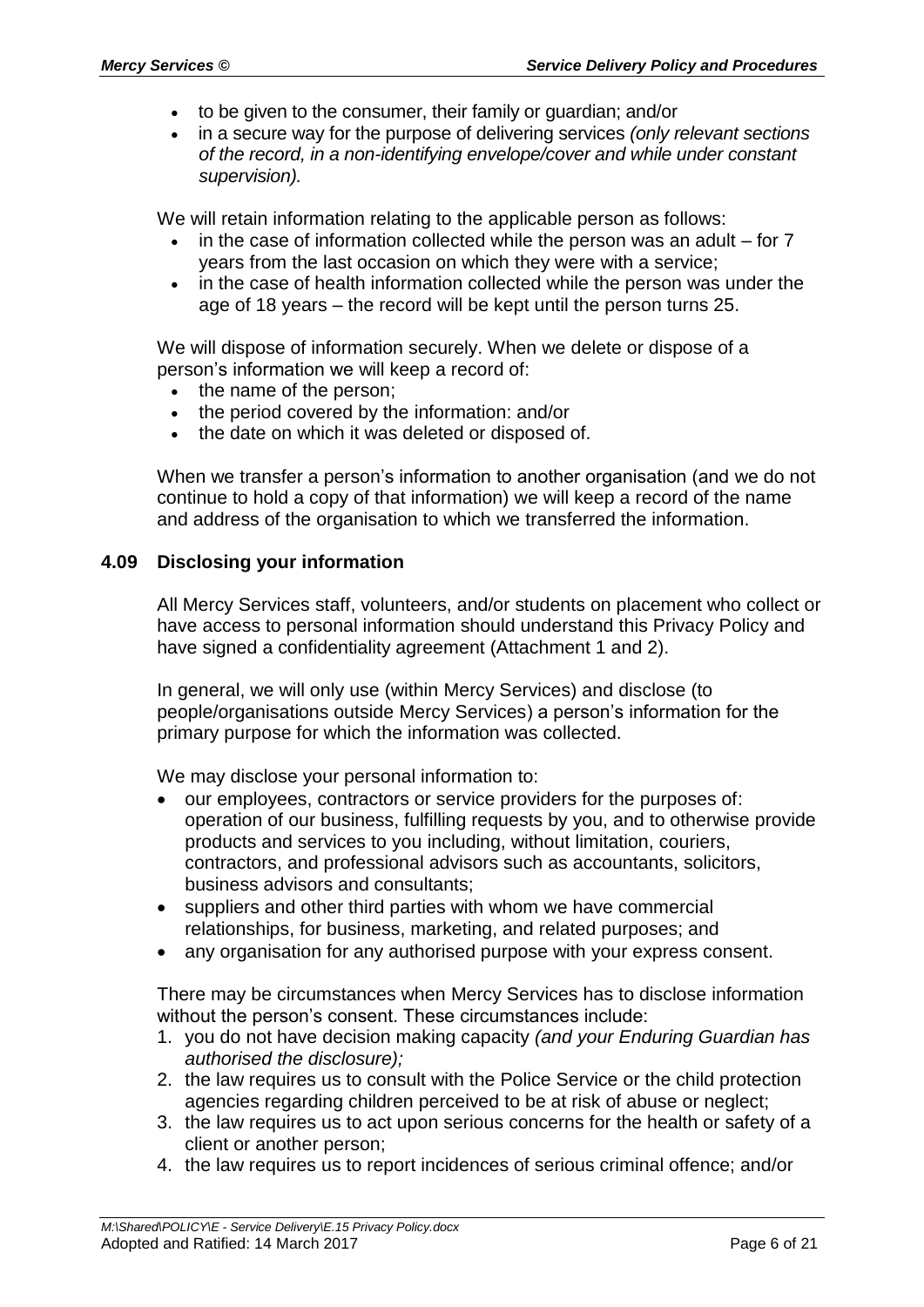- to be given to the consumer, their family or guardian; and/or
- in a secure way for the purpose of delivering services *(only relevant sections of the record, in a non-identifying envelope/cover and while under constant supervision).*

We will retain information relating to the applicable person as follows:

- in the case of information collected while the person was an adult – for 7 years from the last occasion on which they were with a service;
- in the case of health information collected while the person was under the age of 18 years – the record will be kept until the person turns 25.

We will dispose of information securely. When we delete or dispose of a person's information we will keep a record of:

- the name of the person;
- the period covered by the information: and/or
- the date on which it was deleted or disposed of.

When we transfer a person's information to another organisation (and we do not continue to hold a copy of that information) we will keep a record of the name and address of the organisation to which we transferred the information.

### 4.09 Disclosing your information

All Mercy Services staff, volunteers, and/or students on placement who collect or have access to personal information should understand this Privacy Policy and have signed a confidentiality agreement (Attachment 1 and 2).

In general, we will only use (within Mercy Services) and disclose (to people/organisations outside Mercy Services) a person's information for the primary purpose for which the information was collected.

We may disclose your personal information to:

- our employees, contractors or service providers for the purposes of: operation of our business, fulfilling requests by you, and to otherwise provide products and services to you including, without limitation, couriers, contractors, and professional advisors such as accountants, solicitors, business advisors and consultants;
- suppliers and other third parties with whom we have commercial relationships, for business, marketing, and related purposes; and
- any organisation for any authorised purpose with your express consent.

There may be circumstances when Mercy Services has to disclose information without the person's consent. These circumstances include:

1. you do not have decision making capacity *(and your Enduring Guardian has authorised the disclosure);*
2. the law requires us to consult with the Police Service or the child protection agencies regarding children perceived to be at risk of abuse or neglect;
3. the law requires us to act upon serious concerns for the health or safety of a client or another person;
4. the law requires us to report incidences of serious criminal offence; and/or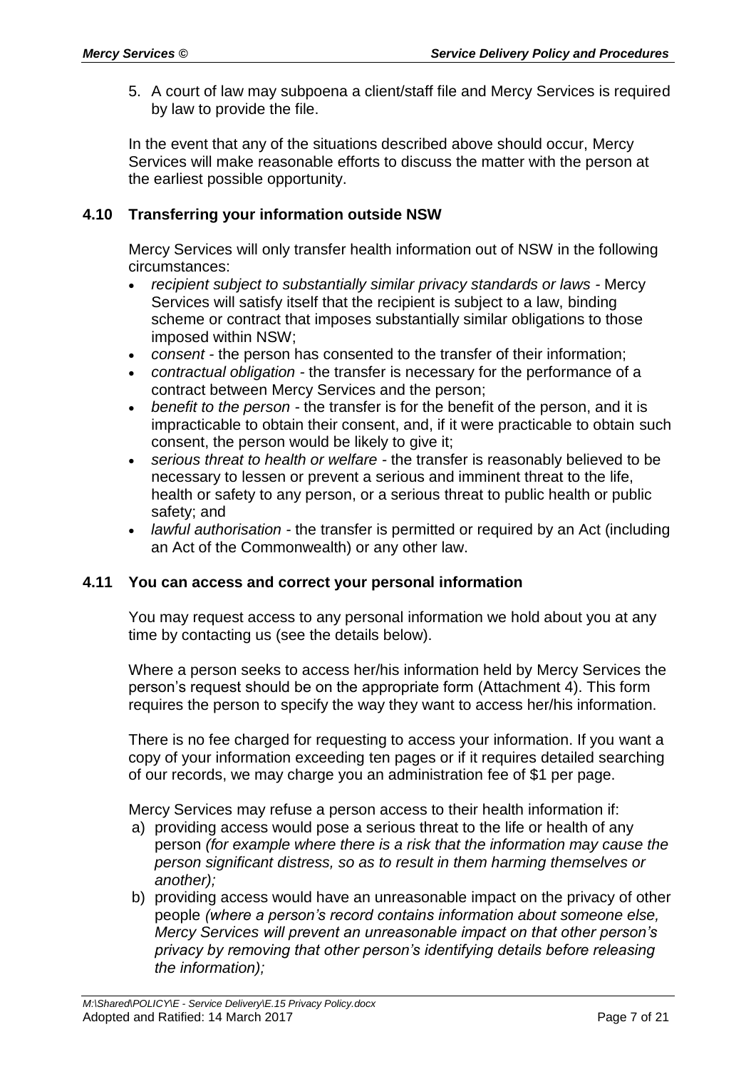5. A court of law may subpoena a client/staff file and Mercy Services is required by law to provide the file.

In the event that any of the situations described above should occur, Mercy Services will make reasonable efforts to discuss the matter with the person at the earliest possible opportunity.

### 4.10 Transferring your information outside NSW

Mercy Services will only transfer health information out of NSW in the following circumstances:

- *recipient subject to substantially similar privacy standards or laws* - Mercy Services will satisfy itself that the recipient is subject to a law, binding scheme or contract that imposes substantially similar obligations to those imposed within NSW;
- *consent* - the person has consented to the transfer of their information;
- *contractual obligation* - the transfer is necessary for the performance of a contract between Mercy Services and the person;
- *benefit to the person* - the transfer is for the benefit of the person, and it is impracticable to obtain their consent, and, if it were practicable to obtain such consent, the person would be likely to give it;
- *serious threat to health or welfare* - the transfer is reasonably believed to be necessary to lessen or prevent a serious and imminent threat to the life, health or safety to any person, or a serious threat to public health or public safety; and
- *lawful authorisation* - the transfer is permitted or required by an Act (including an Act of the Commonwealth) or any other law.

### 4.11 You can access and correct your personal information

You may request access to any personal information we hold about you at any time by contacting us (see the details below).

Where a person seeks to access her/his information held by Mercy Services the person's request should be on the appropriate form (Attachment 4). This form requires the person to specify the way they want to access her/his information.

There is no fee charged for requesting to access your information. If you want a copy of your information exceeding ten pages or if it requires detailed searching of our records, we may charge you an administration fee of $1 per page.

Mercy Services may refuse a person access to their health information if:

a) providing access would pose a serious threat to the life or health of any person *(for example where there is a risk that the information may cause the person significant distress, so as to result in them harming themselves or another);*
b) providing access would have an unreasonable impact on the privacy of other people *(where a person's record contains information about someone else, Mercy Services will prevent an unreasonable impact on that other person's privacy by removing that other person's identifying details before releasing the information);*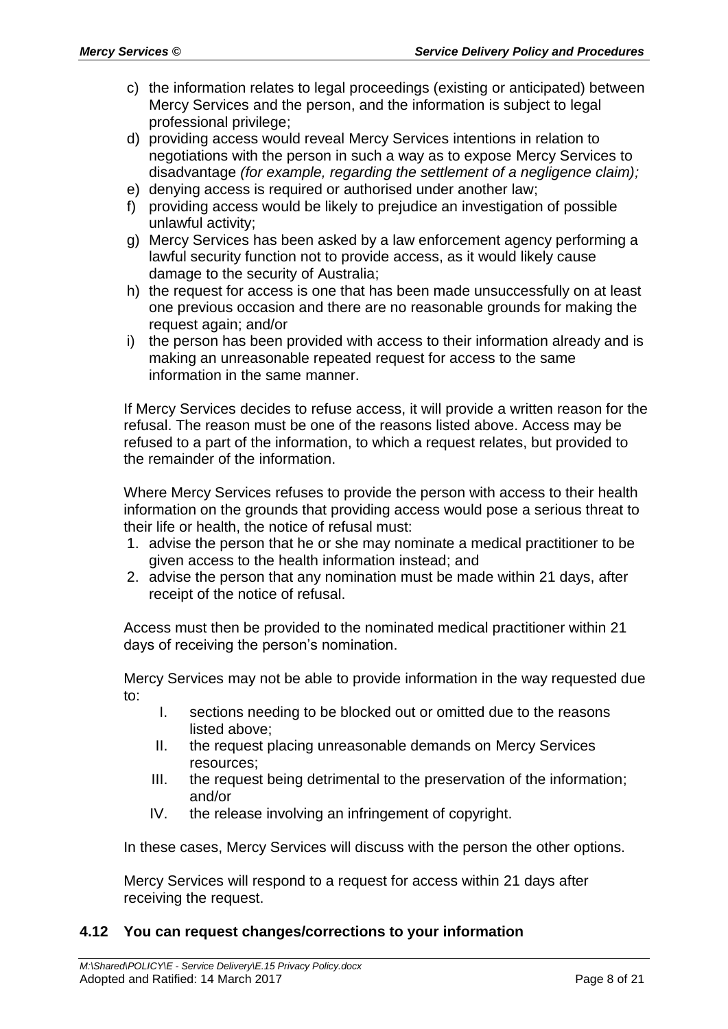c) the information relates to legal proceedings (existing or anticipated) between Mercy Services and the person, and the information is subject to legal professional privilege;
d) providing access would reveal Mercy Services intentions in relation to negotiations with the person in such a way as to expose Mercy Services to disadvantage *(for example, regarding the settlement of a negligence claim);*
e) denying access is required or authorised under another law;
f) providing access would be likely to prejudice an investigation of possible unlawful activity;
g) Mercy Services has been asked by a law enforcement agency performing a lawful security function not to provide access, as it would likely cause damage to the security of Australia;
h) the request for access is one that has been made unsuccessfully on at least one previous occasion and there are no reasonable grounds for making the request again; and/or
i) the person has been provided with access to their information already and is making an unreasonable repeated request for access to the same information in the same manner.

If Mercy Services decides to refuse access, it will provide a written reason for the refusal. The reason must be one of the reasons listed above. Access may be refused to a part of the information, to which a request relates, but provided to the remainder of the information.

Where Mercy Services refuses to provide the person with access to their health information on the grounds that providing access would pose a serious threat to their life or health, the notice of refusal must:

1. advise the person that he or she may nominate a medical practitioner to be given access to the health information instead; and
2. advise the person that any nomination must be made within 21 days, after receipt of the notice of refusal.

Access must then be provided to the nominated medical practitioner within 21 days of receiving the person's nomination.

Mercy Services may not be able to provide information in the way requested due to:

I. sections needing to be blocked out or omitted due to the reasons listed above;
II. the request placing unreasonable demands on Mercy Services resources;
III. the request being detrimental to the preservation of the information; and/or
IV. the release involving an infringement of copyright.

In these cases, Mercy Services will discuss with the person the other options.

Mercy Services will respond to a request for access within 21 days after receiving the request.

### 4.12 You can request changes/corrections to your information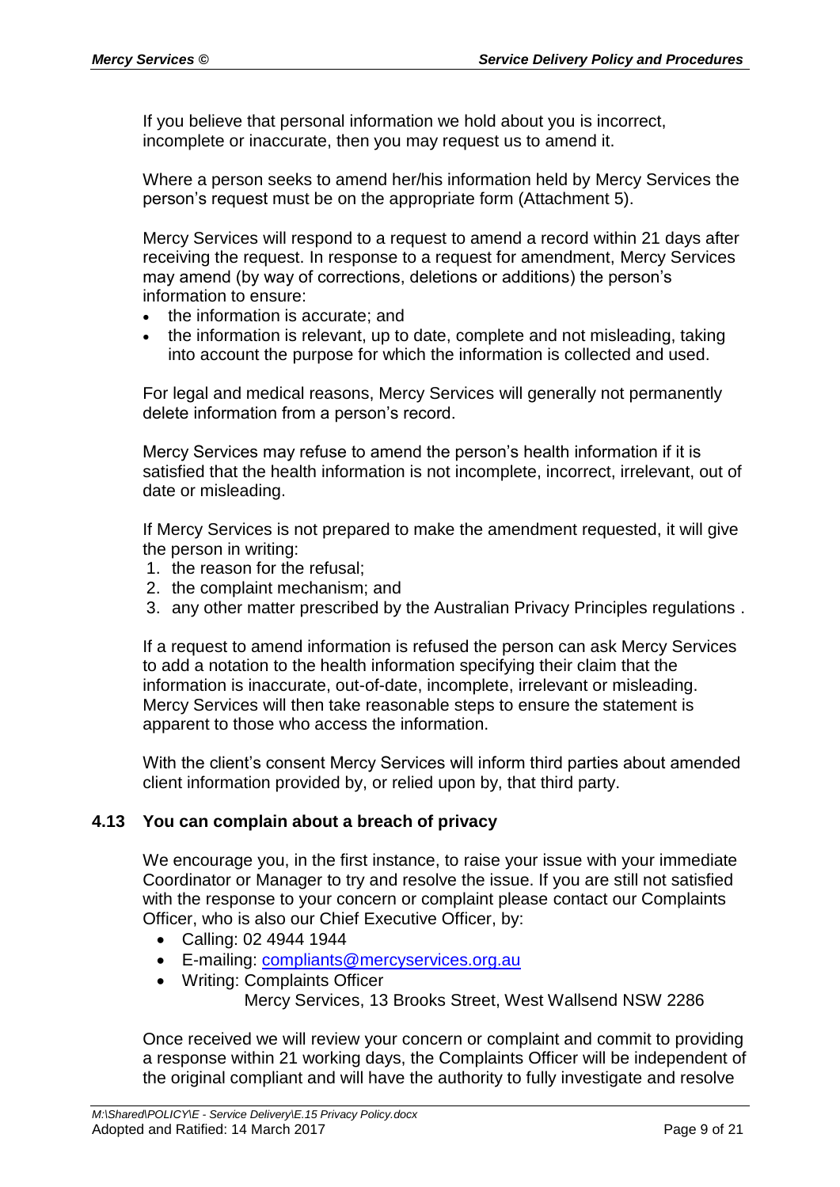If you believe that personal information we hold about you is incorrect, incomplete or inaccurate, then you may request us to amend it.

Where a person seeks to amend her/his information held by Mercy Services the person's request must be on the appropriate form (Attachment 5).

Mercy Services will respond to a request to amend a record within 21 days after receiving the request. In response to a request for amendment, Mercy Services may amend (by way of corrections, deletions or additions) the person's information to ensure:

- the information is accurate; and
- the information is relevant, up to date, complete and not misleading, taking into account the purpose for which the information is collected and used.

For legal and medical reasons, Mercy Services will generally not permanently delete information from a person's record.

Mercy Services may refuse to amend the person's health information if it is satisfied that the health information is not incomplete, incorrect, irrelevant, out of date or misleading.

If Mercy Services is not prepared to make the amendment requested, it will give the person in writing:

1. the reason for the refusal;
2. the complaint mechanism; and
3. any other matter prescribed by the Australian Privacy Principles regulations .

If a request to amend information is refused the person can ask Mercy Services to add a notation to the health information specifying their claim that the information is inaccurate, out-of-date, incomplete, irrelevant or misleading. Mercy Services will then take reasonable steps to ensure the statement is apparent to those who access the information.

With the client's consent Mercy Services will inform third parties about amended client information provided by, or relied upon by, that third party.

### 4.13 You can complain about a breach of privacy

We encourage you, in the first instance, to raise your issue with your immediate Coordinator or Manager to try and resolve the issue. If you are still not satisfied with the response to your concern or complaint please contact our Complaints Officer, who is also our Chief Executive Officer, by:

- Calling: 02 4944 1944
- E-mailing: compliants@mercyservices.org.au
- Writing: Complaints Officer
  Mercy Services, 13 Brooks Street, West Wallsend NSW 2286

Once received we will review your concern or complaint and commit to providing a response within 21 working days, the Complaints Officer will be independent of the original compliant and will have the authority to fully investigate and resolve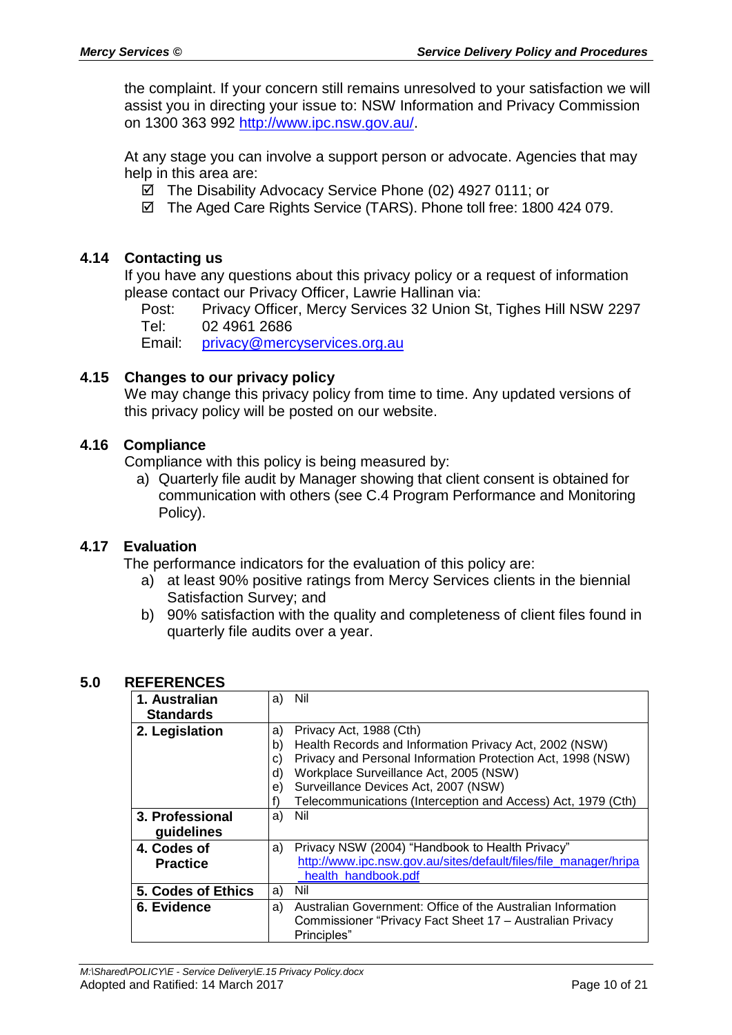the complaint. If your concern still remains unresolved to your satisfaction we will assist you in directing your issue to: NSW Information and Privacy Commission on 1300 363 992 http://www.ipc.nsw.gov.au/.

At any stage you can involve a support person or advocate. Agencies that may help in this area are:

- ☑ The Disability Advocacy Service Phone (02) 4927 0111; or
- ☑ The Aged Care Rights Service (TARS). Phone toll free: 1800 424 079.

### 4.14 Contacting us

If you have any questions about this privacy policy or a request of information please contact our Privacy Officer, Lawrie Hallinan via:

Post: Privacy Officer, Mercy Services 32 Union St, Tighes Hill NSW 2297
Tel: 02 4961 2686
Email: privacy@mercyservices.org.au

### 4.15 Changes to our privacy policy

We may change this privacy policy from time to time. Any updated versions of this privacy policy will be posted on our website.

### 4.16 Compliance

Compliance with this policy is being measured by:

a) Quarterly file audit by Manager showing that client consent is obtained for communication with others (see C.4 Program Performance and Monitoring Policy).

### 4.17 Evaluation

The performance indicators for the evaluation of this policy are:

a) at least 90% positive ratings from Mercy Services clients in the biennial Satisfaction Survey; and
b) 90% satisfaction with the quality and completeness of client files found in quarterly file audits over a year.

## 5.0 REFERENCES

| | |
|---|---|
| **1. Australian Standards** | a) Nil |
| **2. Legislation** | a) Privacy Act, 1988 (Cth)<br>b) Health Records and Information Privacy Act, 2002 (NSW)<br>c) Privacy and Personal Information Protection Act, 1998 (NSW)<br>d) Workplace Surveillance Act, 2005 (NSW)<br>e) Surveillance Devices Act, 2007 (NSW)<br>f) Telecommunications (Interception and Access) Act, 1979 (Cth) |
| **3. Professional guidelines** | a) Nil |
| **4. Codes of Practice** | a) Privacy NSW (2004) "Handbook to Health Privacy" http://www.ipc.nsw.gov.au/sites/default/files/file_manager/hripa_health_handbook.pdf |
| **5. Codes of Ethics** | a) Nil |
| **6. Evidence** | a) Australian Government: Office of the Australian Information Commissioner "Privacy Fact Sheet 17 – Australian Privacy Principles" |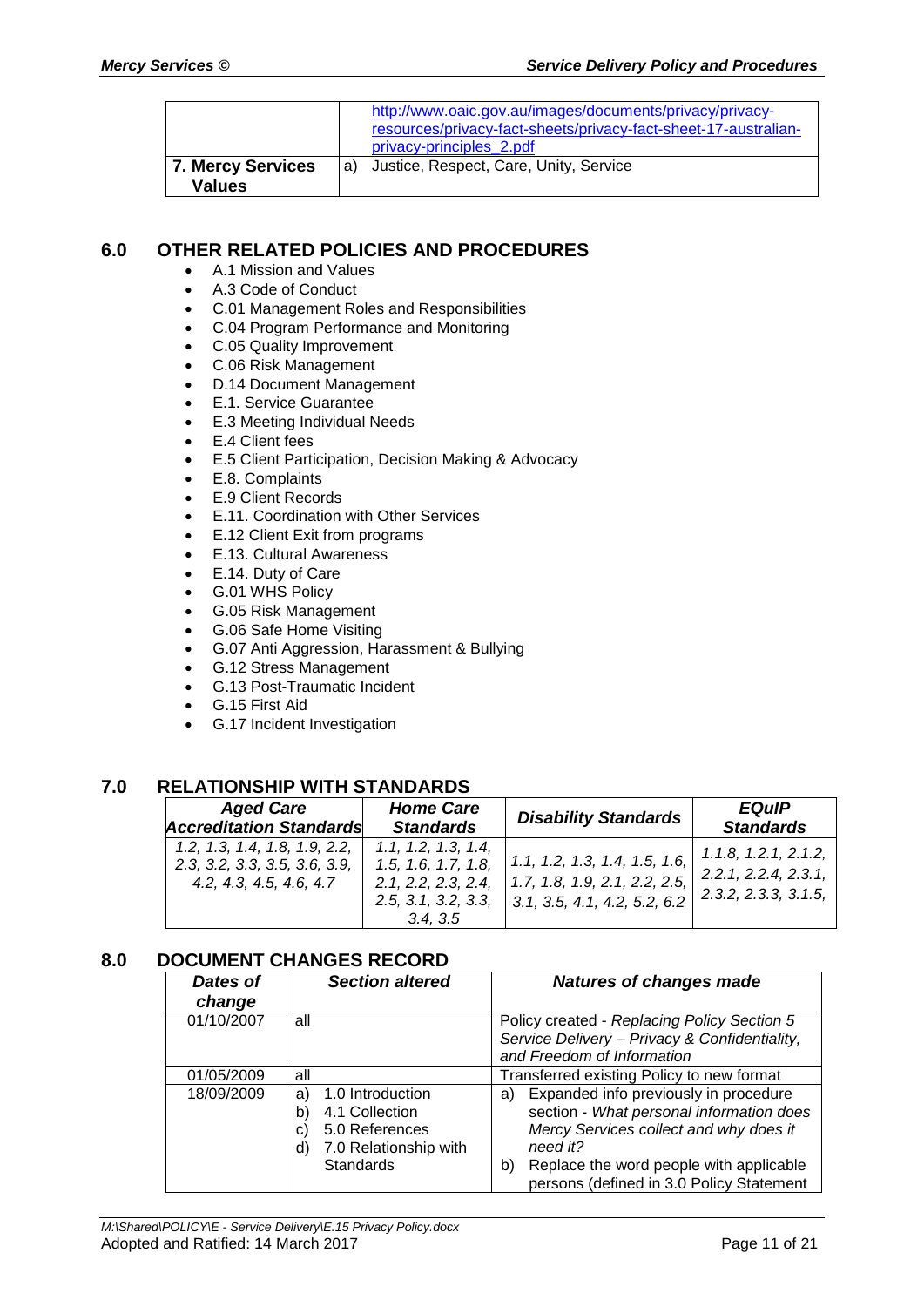| | |
|---|---|
| | http://www.oaic.gov.au/images/documents/privacy/privacy-resources/privacy-fact-sheets/privacy-fact-sheet-17-australian-privacy-principles_2.pdf |
| **7. Mercy Services Values** | a) Justice, Respect, Care, Unity, Service |

## 6.0 OTHER RELATED POLICIES AND PROCEDURES

- A.1 Mission and Values
- A.3 Code of Conduct
- C.01 Management Roles and Responsibilities
- C.04 Program Performance and Monitoring
- C.05 Quality Improvement
- C.06 Risk Management
- D.14 Document Management
- E.1. Service Guarantee
- E.3 Meeting Individual Needs
- E.4 Client fees
- E.5 Client Participation, Decision Making & Advocacy
- E.8. Complaints
- E.9 Client Records
- E.11. Coordination with Other Services
- E.12 Client Exit from programs
- E.13. Cultural Awareness
- E.14. Duty of Care
- G.01 WHS Policy
- G.05 Risk Management
- G.06 Safe Home Visiting
- G.07 Anti Aggression, Harassment & Bullying
- G.12 Stress Management
- G.13 Post-Traumatic Incident
- G.15 First Aid
- G.17 Incident Investigation

## 7.0 RELATIONSHIP WITH STANDARDS

| *Aged Care Accreditation Standards* | *Home Care Standards* | *Disability Standards* | *EQuIP Standards* |
|---|---|---|---|
| *1.2, 1.3, 1.4, 1.8, 1.9, 2.2, 2.3, 3.2, 3.3, 3.5, 3.6, 3.9, 4.2, 4.3, 4.5, 4.6, 4.7* | *1.1, 1.2, 1.3, 1.4, 1.5, 1.6, 1.7, 1.8, 2.1, 2.2, 2.3, 2.4, 2.5, 3.1, 3.2, 3.3, 3.4, 3.5* | *1.1, 1.2, 1.3, 1.4, 1.5, 1.6, 1.7, 1.8, 1.9, 2.1, 2.2, 2.5, 3.1, 3.5, 4.1, 4.2, 5.2, 6.2* | *1.1.8, 1.2.1, 2.1.2, 2.2.1, 2.2.4, 2.3.1, 2.3.2, 2.3.3, 3.1.5,* |

## 8.0 DOCUMENT CHANGES RECORD

| *Dates of change* | *Section altered* | *Natures of changes made* |
|---|---|---|
| 01/10/2007 | all | Policy created - *Replacing Policy Section 5 Service Delivery – Privacy & Confidentiality, and Freedom of Information* |
| 01/05/2009 | all | Transferred existing Policy to new format |
| 18/09/2009 | a) 1.0 Introduction<br>b) 4.1 Collection<br>c) 5.0 References<br>d) 7.0 Relationship with Standards | a) Expanded info previously in procedure section - *What personal information does Mercy Services collect and why does it need it?*<br>b) Replace the word people with applicable persons (defined in 3.0 Policy Statement |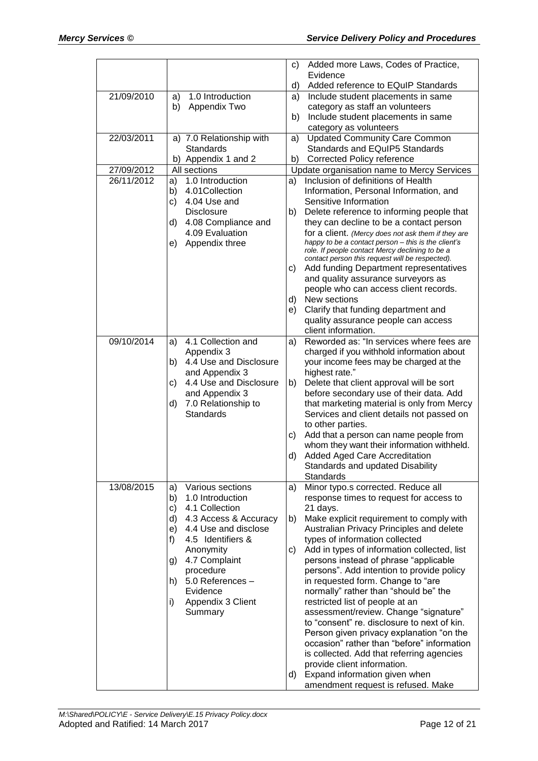| | | |
|---|---|---|
| | | c) Added more Laws, Codes of Practice, Evidence<br>d) Added reference to EQuIP Standards |
| 21/09/2010 | a) 1.0 Introduction<br>b) Appendix Two | a) Include student placements in same category as staff an volunteers<br>b) Include student placements in same category as volunteers |
| 22/03/2011 | a) 7.0 Relationship with Standards<br>b) Appendix 1 and 2 | a) Updated Community Care Common Standards and EQuIP5 Standards<br>b) Corrected Policy reference |
| 27/09/2012 | All sections | Update organisation name to Mercy Services |
| 26/11/2012 | a) 1.0 Introduction<br>b) 4.01Collection<br>c) 4.04 Use and Disclosure<br>d) 4.08 Compliance and 4.09 Evaluation<br>e) Appendix three | a) Inclusion of definitions of Health Information, Personal Information, and Sensitive Information<br>b) Delete reference to informing people that they can decline to be a contact person for a client. *(Mercy does not ask them if they are happy to be a contact person – this is the client's role. If people contact Mercy declining to be a contact person this request will be respected).*<br>c) Add funding Department representatives and quality assurance surveyors as people who can access client records.<br>d) New sections<br>e) Clarify that funding department and quality assurance people can access client information. |
| 09/10/2014 | a) 4.1 Collection and Appendix 3<br>b) 4.4 Use and Disclosure and Appendix 3<br>c) 4.4 Use and Disclosure and Appendix 3<br>d) 7.0 Relationship to Standards | a) Reworded as: "In services where fees are charged if you withhold information about your income fees may be charged at the highest rate."<br>b) Delete that client approval will be sort before secondary use of their data. Add that marketing material is only from Mercy Services and client details not passed on to other parties.<br>c) Add that a person can name people from whom they want their information withheld.<br>d) Added Aged Care Accreditation Standards and updated Disability Standards |
| 13/08/2015 | a) Various sections<br>b) 1.0 Introduction<br>c) 4.1 Collection<br>d) 4.3 Access & Accuracy<br>e) 4.4 Use and disclose<br>f) 4.5 Identifiers & Anonymity<br>g) 4.7 Complaint procedure<br>h) 5.0 References – Evidence<br>i) Appendix 3 Client Summary | a) Minor typo.s corrected. Reduce all response times to request for access to 21 days.<br>b) Make explicit requirement to comply with Australian Privacy Principles and delete types of information collected<br>c) Add in types of information collected, list persons instead of phrase "applicable persons". Add intention to provide policy in requested form. Change to "are normally" rather than "should be" the restricted list of people at an assessment/review. Change "signature" to "consent" re. disclosure to next of kin. Person given privacy explanation "on the occasion" rather than "before" information is collected. Add that referring agencies provide client information.<br>d) Expand information given when amendment request is refused. Make |

M:\Shared\POLICY\E - Service Delivery\E.15 Privacy Policy.docx
Adopted and Ratified: 14 March 2017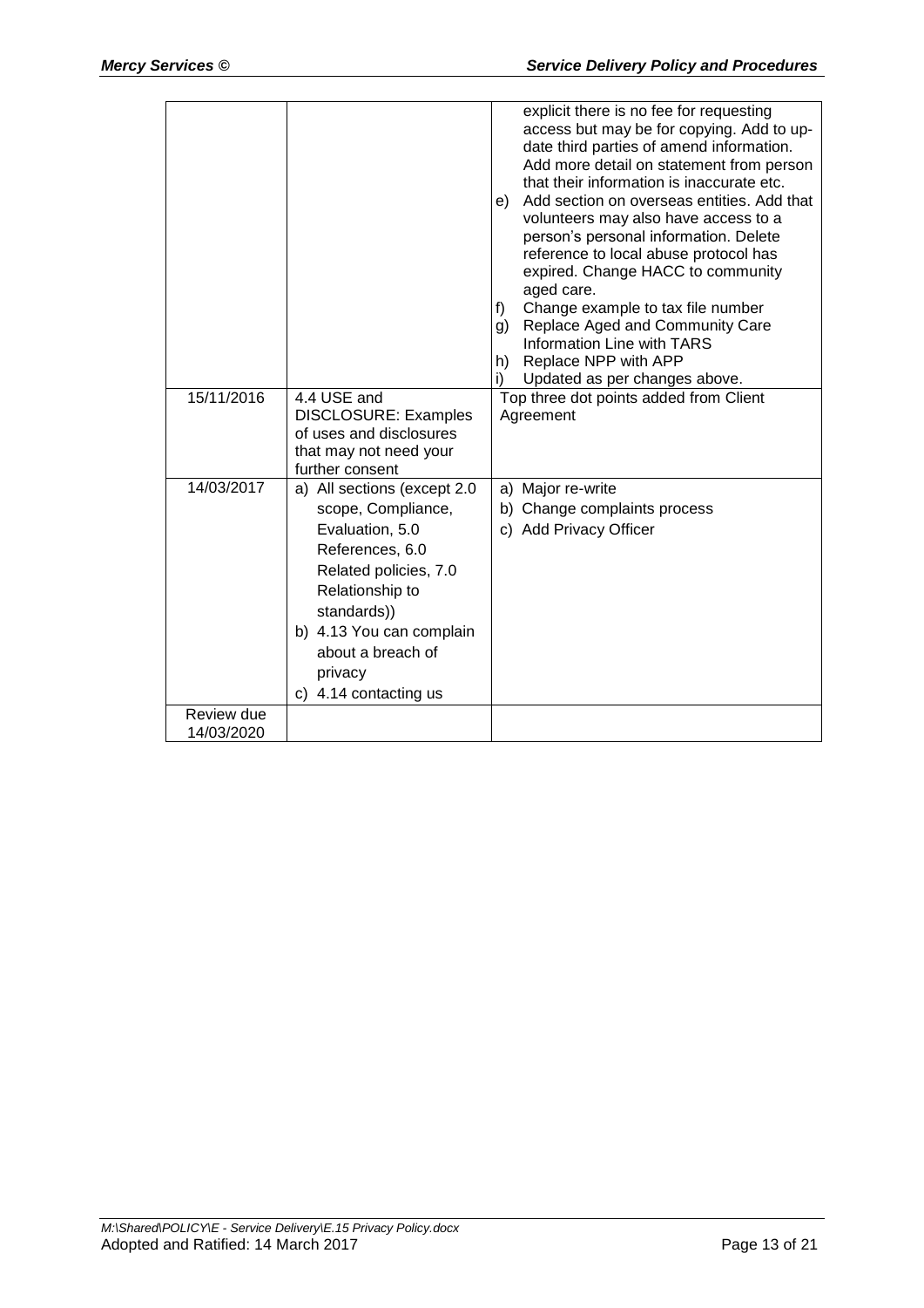| | | |
|---|---|---|
| | | explicit there is no fee for requesting access but may be for copying. Add to up-date third parties of amend information. Add more detail on statement from person that their information is inaccurate etc.<br>e) Add section on overseas entities. Add that volunteers may also have access to a person's personal information. Delete reference to local abuse protocol has expired. Change HACC to community aged care.<br>f) Change example to tax file number<br>g) Replace Aged and Community Care Information Line with TARS<br>h) Replace NPP with APP<br>i) Updated as per changes above. |
| 15/11/2016 | 4.4 USE and DISCLOSURE: Examples of uses and disclosures that may not need your further consent | Top three dot points added from Client Agreement |
| 14/03/2017 | a) All sections (except 2.0 scope, Compliance, Evaluation, 5.0 References, 6.0 Related policies, 7.0 Relationship to standards))<br>b) 4.13 You can complain about a breach of privacy<br>c) 4.14 contacting us | a) Major re-write<br>b) Change complaints process<br>c) Add Privacy Officer |
| Review due 14/03/2020 | | |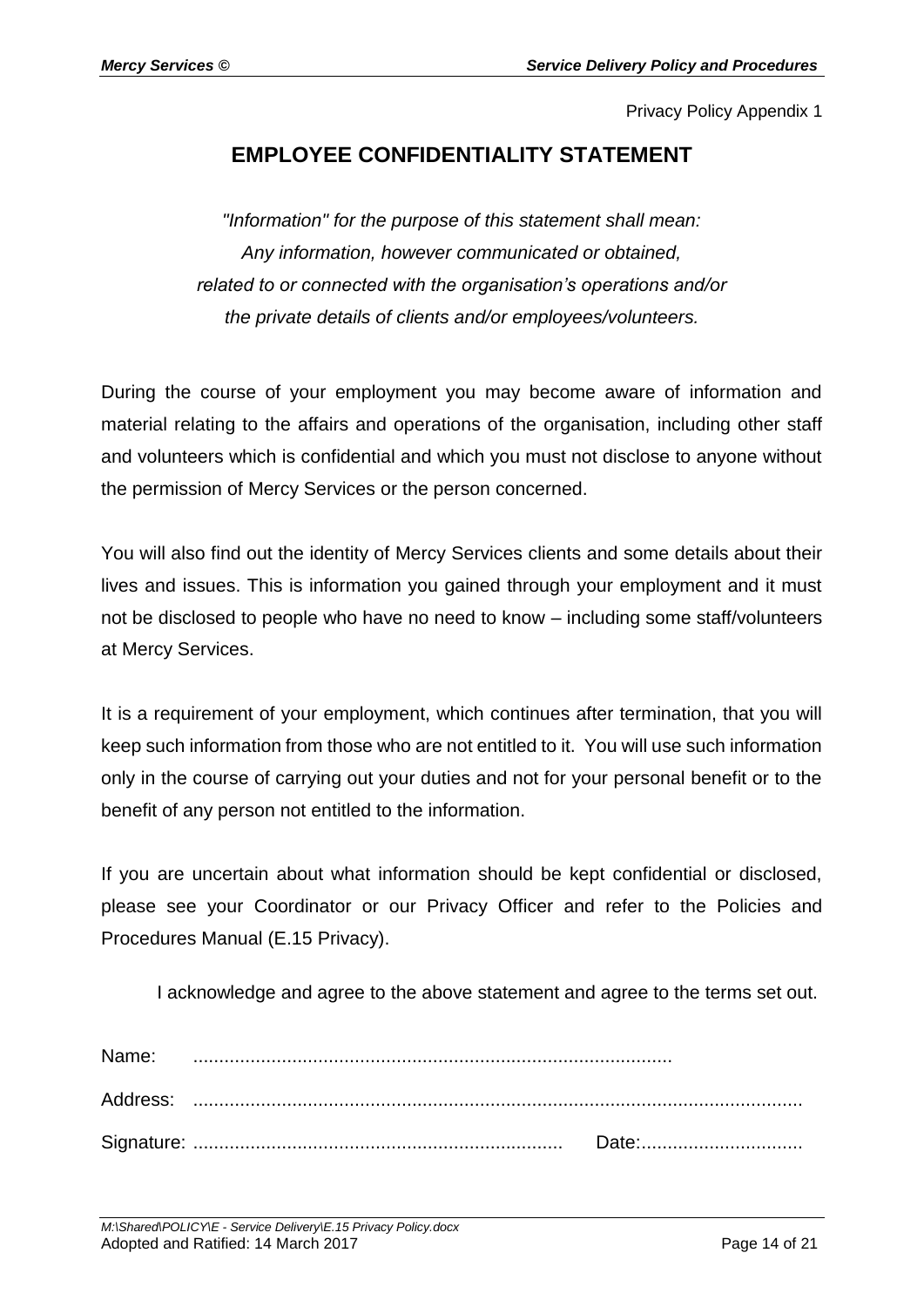Privacy Policy Appendix 1

# EMPLOYEE CONFIDENTIALITY STATEMENT

*"Information" for the purpose of this statement shall mean:*
*Any information, however communicated or obtained,*
*related to or connected with the organisation's operations and/or*
*the private details of clients and/or employees/volunteers.*

During the course of your employment you may become aware of information and material relating to the affairs and operations of the organisation, including other staff and volunteers which is confidential and which you must not disclose to anyone without the permission of Mercy Services or the person concerned.

You will also find out the identity of Mercy Services clients and some details about their lives and issues. This is information you gained through your employment and it must not be disclosed to people who have no need to know – including some staff/volunteers at Mercy Services.

It is a requirement of your employment, which continues after termination, that you will keep such information from those who are not entitled to it. You will use such information only in the course of carrying out your duties and not for your personal benefit or to the benefit of any person not entitled to the information.

If you are uncertain about what information should be kept confidential or disclosed, please see your Coordinator or our Privacy Officer and refer to the Policies and Procedures Manual (E.15 Privacy).

I acknowledge and agree to the above statement and agree to the terms set out.

Name: ..........................................................................................

Address: ...................................................................................................................

Signature: ...................................................................... Date:...............................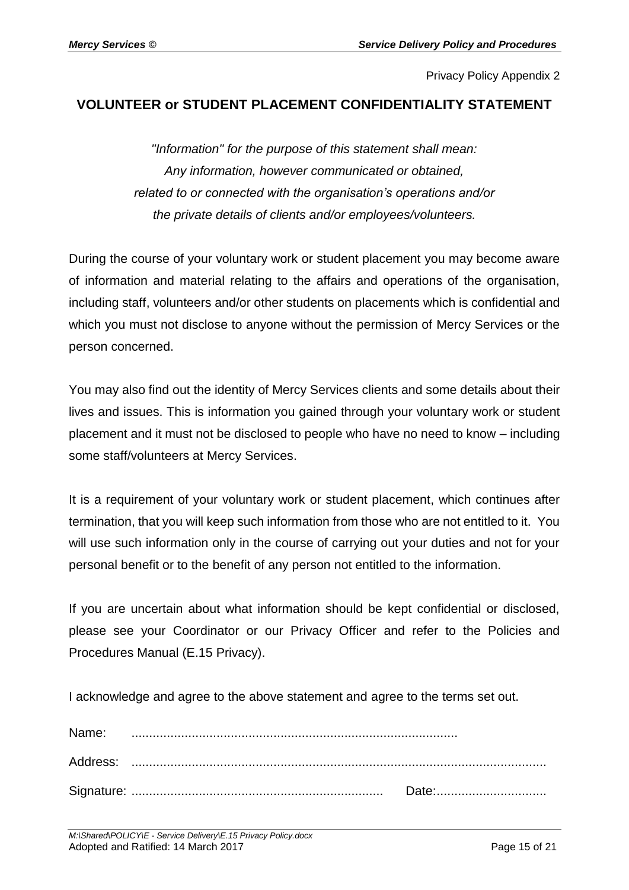Privacy Policy Appendix 2

## VOLUNTEER or STUDENT PLACEMENT CONFIDENTIALITY STATEMENT

*"Information" for the purpose of this statement shall mean:*
*Any information, however communicated or obtained,*
*related to or connected with the organisation's operations and/or*
*the private details of clients and/or employees/volunteers.*

During the course of your voluntary work or student placement you may become aware of information and material relating to the affairs and operations of the organisation, including staff, volunteers and/or other students on placements which is confidential and which you must not disclose to anyone without the permission of Mercy Services or the person concerned.

You may also find out the identity of Mercy Services clients and some details about their lives and issues. This is information you gained through your voluntary work or student placement and it must not be disclosed to people who have no need to know – including some staff/volunteers at Mercy Services.

It is a requirement of your voluntary work or student placement, which continues after termination, that you will keep such information from those who are not entitled to it. You will use such information only in the course of carrying out your duties and not for your personal benefit or to the benefit of any person not entitled to the information.

If you are uncertain about what information should be kept confidential or disclosed, please see your Coordinator or our Privacy Officer and refer to the Policies and Procedures Manual (E.15 Privacy).

I acknowledge and agree to the above statement and agree to the terms set out.

Name: ..........................................................................................

Address: ....................................................................................................................

Signature: ....................................................................... Date:...............................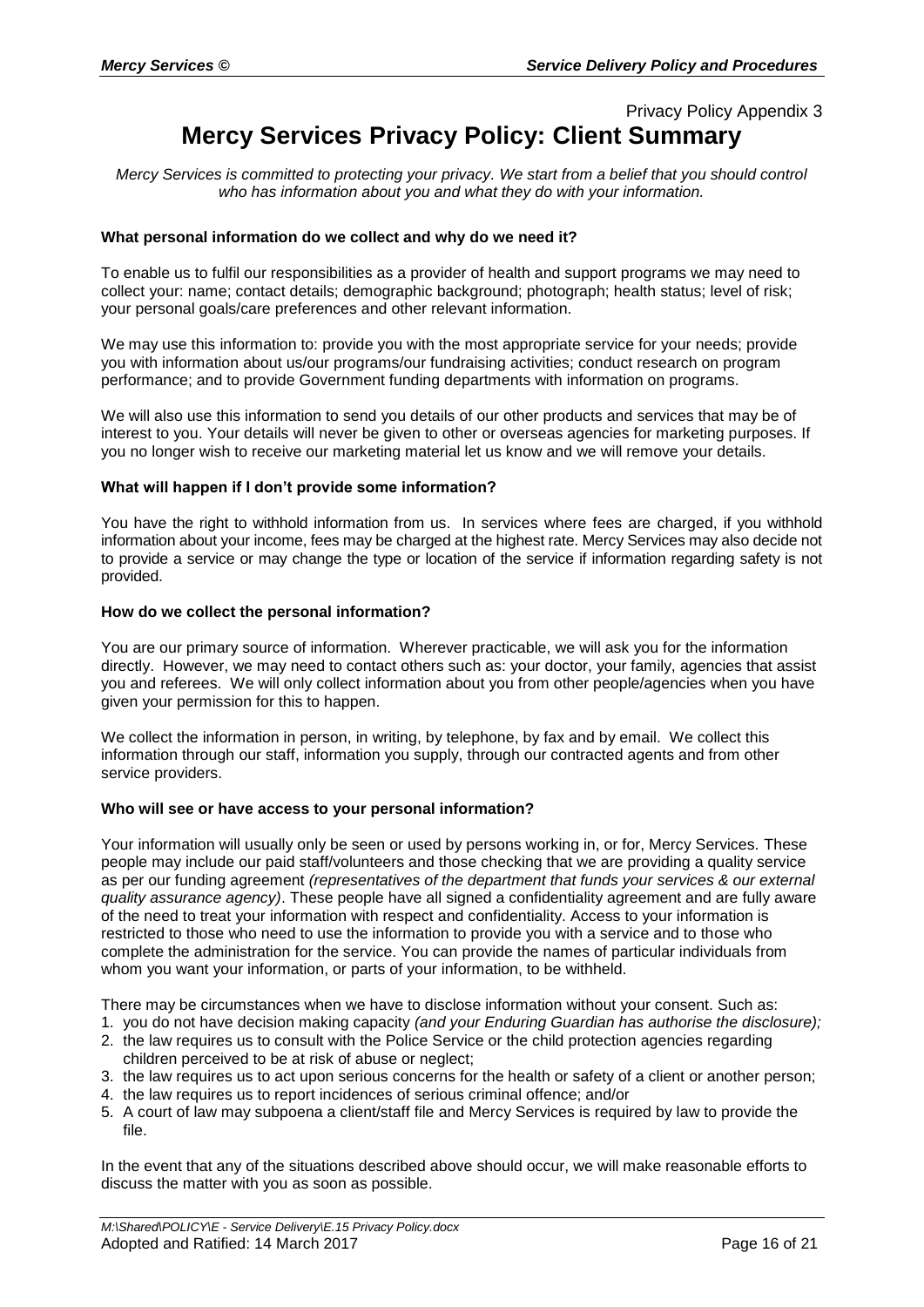Privacy Policy Appendix 3

# Mercy Services Privacy Policy: Client Summary

*Mercy Services is committed to protecting your privacy. We start from a belief that you should control who has information about you and what they do with your information.*

**What personal information do we collect and why do we need it?**

To enable us to fulfil our responsibilities as a provider of health and support programs we may need to collect your: name; contact details; demographic background; photograph; health status; level of risk; your personal goals/care preferences and other relevant information.

We may use this information to: provide you with the most appropriate service for your needs; provide you with information about us/our programs/our fundraising activities; conduct research on program performance; and to provide Government funding departments with information on programs.

We will also use this information to send you details of our other products and services that may be of interest to you. Your details will never be given to other or overseas agencies for marketing purposes. If you no longer wish to receive our marketing material let us know and we will remove your details.

**What will happen if I don't provide some information?**

You have the right to withhold information from us. In services where fees are charged, if you withhold information about your income, fees may be charged at the highest rate. Mercy Services may also decide not to provide a service or may change the type or location of the service if information regarding safety is not provided.

**How do we collect the personal information?**

You are our primary source of information. Wherever practicable, we will ask you for the information directly. However, we may need to contact others such as: your doctor, your family, agencies that assist you and referees. We will only collect information about you from other people/agencies when you have given your permission for this to happen.

We collect the information in person, in writing, by telephone, by fax and by email. We collect this information through our staff, information you supply, through our contracted agents and from other service providers.

**Who will see or have access to your personal information?**

Your information will usually only be seen or used by persons working in, or for, Mercy Services. These people may include our paid staff/volunteers and those checking that we are providing a quality service as per our funding agreement *(representatives of the department that funds your services & our external quality assurance agency)*. These people have all signed a confidentiality agreement and are fully aware of the need to treat your information with respect and confidentiality. Access to your information is restricted to those who need to use the information to provide you with a service and to those who complete the administration for the service. You can provide the names of particular individuals from whom you want your information, or parts of your information, to be withheld.

There may be circumstances when we have to disclose information without your consent. Such as:

1. you do not have decision making capacity *(and your Enduring Guardian has authorise the disclosure);*
2. the law requires us to consult with the Police Service or the child protection agencies regarding children perceived to be at risk of abuse or neglect;
3. the law requires us to act upon serious concerns for the health or safety of a client or another person;
4. the law requires us to report incidences of serious criminal offence; and/or
5. A court of law may subpoena a client/staff file and Mercy Services is required by law to provide the file.

In the event that any of the situations described above should occur, we will make reasonable efforts to discuss the matter with you as soon as possible.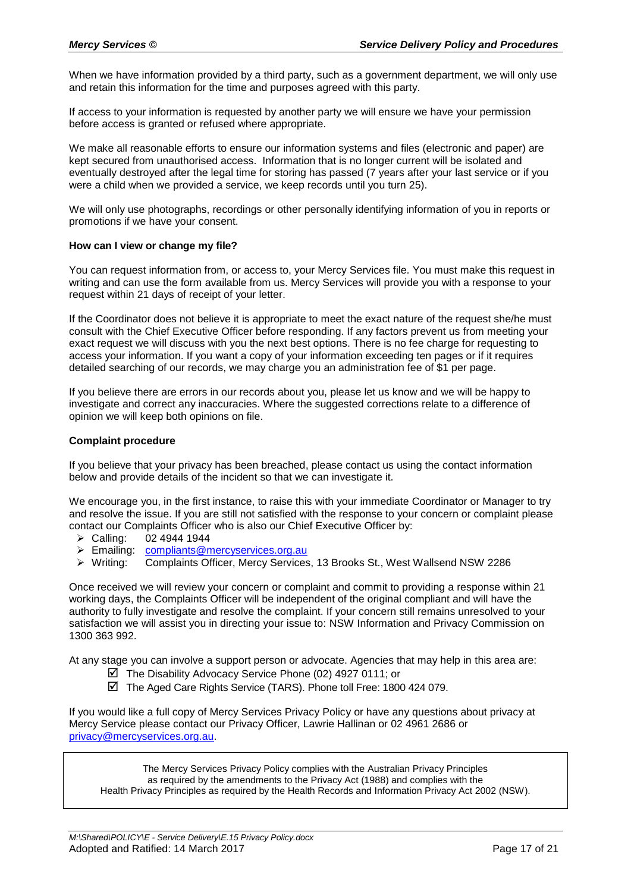When we have information provided by a third party, such as a government department, we will only use and retain this information for the time and purposes agreed with this party.

If access to your information is requested by another party we will ensure we have your permission before access is granted or refused where appropriate.

We make all reasonable efforts to ensure our information systems and files (electronic and paper) are kept secured from unauthorised access. Information that is no longer current will be isolated and eventually destroyed after the legal time for storing has passed (7 years after your last service or if you were a child when we provided a service, we keep records until you turn 25).

We will only use photographs, recordings or other personally identifying information of you in reports or promotions if we have your consent.

**How can I view or change my file?**

You can request information from, or access to, your Mercy Services file. You must make this request in writing and can use the form available from us. Mercy Services will provide you with a response to your request within 21 days of receipt of your letter.

If the Coordinator does not believe it is appropriate to meet the exact nature of the request she/he must consult with the Chief Executive Officer before responding. If any factors prevent us from meeting your exact request we will discuss with you the next best options. There is no fee charge for requesting to access your information. If you want a copy of your information exceeding ten pages or if it requires detailed searching of our records, we may charge you an administration fee of $1 per page.

If you believe there are errors in our records about you, please let us know and we will be happy to investigate and correct any inaccuracies. Where the suggested corrections relate to a difference of opinion we will keep both opinions on file.

**Complaint procedure**

If you believe that your privacy has been breached, please contact us using the contact information below and provide details of the incident so that we can investigate it.

We encourage you, in the first instance, to raise this with your immediate Coordinator or Manager to try and resolve the issue. If you are still not satisfied with the response to your concern or complaint please contact our Complaints Officer who is also our Chief Executive Officer by:

- Calling: 02 4944 1944
- Emailing: compliants@mercyservices.org.au
- Writing: Complaints Officer, Mercy Services, 13 Brooks St., West Wallsend NSW 2286

Once received we will review your concern or complaint and commit to providing a response within 21 working days, the Complaints Officer will be independent of the original compliant and will have the authority to fully investigate and resolve the complaint. If your concern still remains unresolved to your satisfaction we will assist you in directing your issue to: NSW Information and Privacy Commission on 1300 363 992.

At any stage you can involve a support person or advocate. Agencies that may help in this area are:

- ☑ The Disability Advocacy Service Phone (02) 4927 0111; or
- ☑ The Aged Care Rights Service (TARS). Phone toll Free: 1800 424 079.

If you would like a full copy of Mercy Services Privacy Policy or have any questions about privacy at Mercy Service please contact our Privacy Officer, Lawrie Hallinan or 02 4961 2686 or privacy@mercyservices.org.au.

The Mercy Services Privacy Policy complies with the Australian Privacy Principles as required by the amendments to the Privacy Act (1988) and complies with the Health Privacy Principles as required by the Health Records and Information Privacy Act 2002 (NSW).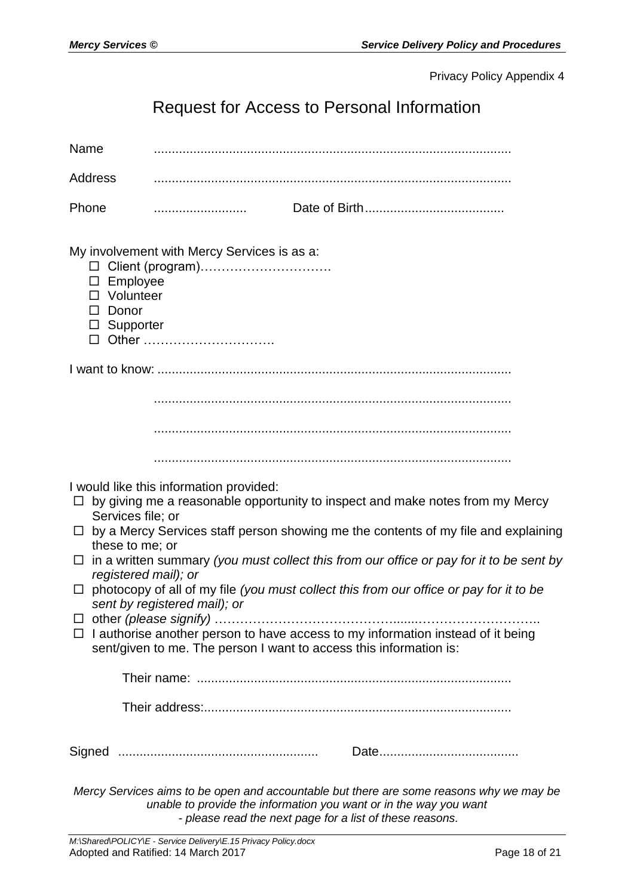Privacy Policy Appendix 4

# Request for Access to Personal Information

Name ..................................................................................................

Address ..................................................................................................

Phone .......................... Date of Birth.......................................

My involvement with Mercy Services is as a:

- ☐ Client (program)………………………….
- ☐ Employee
- ☐ Volunteer
- ☐ Donor
- ☐ Supporter
- ☐ Other ………………………….

I want to know: ..................................................................................................

..................................................................................................

..................................................................................................

..................................................................................................

I would like this information provided:

- ☐ by giving me a reasonable opportunity to inspect and make notes from my Mercy Services file; or
- ☐ by a Mercy Services staff person showing me the contents of my file and explaining these to me; or
- ☐ in a written summary *(you must collect this from our office or pay for it to be sent by registered mail); or*
- ☐ photocopy of all of my file *(you must collect this from our office or pay for it to be sent by registered mail); or*
- ☐ other *(please signify)* ……………………………………......……………………….
- ☐ I authorise another person to have access to my information instead of it being sent/given to me. The person I want to access this information is:

  Their name: ......................................................................................

  Their address:.....................................................................................

Signed ....................................................... Date.......................................

*Mercy Services aims to be open and accountable but there are some reasons why we may be unable to provide the information you want or in the way you want - please read the next page for a list of these reasons.*

*M:\Shared\POLICY\E - Service Delivery\E.15 Privacy Policy.docx*
Adopted and Ratified: 14 March 2017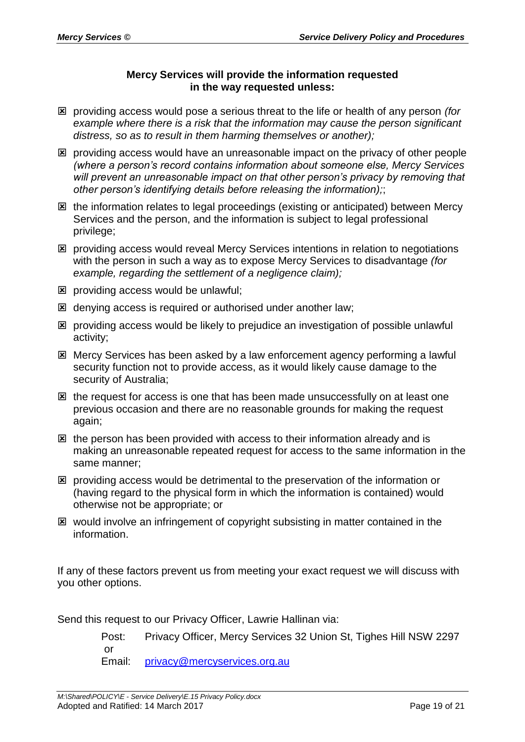**Mercy Services will provide the information requested in the way requested unless:**

- ☒ providing access would pose a serious threat to the life or health of any person *(for example where there is a risk that the information may cause the person significant distress, so as to result in them harming themselves or another);*
- ☒ providing access would have an unreasonable impact on the privacy of other people *(where a person's record contains information about someone else, Mercy Services will prevent an unreasonable impact on that other person's privacy by removing that other person's identifying details before releasing the information);*;
- ☒ the information relates to legal proceedings (existing or anticipated) between Mercy Services and the person, and the information is subject to legal professional privilege;
- ☒ providing access would reveal Mercy Services intentions in relation to negotiations with the person in such a way as to expose Mercy Services to disadvantage *(for example, regarding the settlement of a negligence claim);*
- ☒ providing access would be unlawful;
- ☒ denying access is required or authorised under another law;
- ☒ providing access would be likely to prejudice an investigation of possible unlawful activity;
- ☒ Mercy Services has been asked by a law enforcement agency performing a lawful security function not to provide access, as it would likely cause damage to the security of Australia;
- ☒ the request for access is one that has been made unsuccessfully on at least one previous occasion and there are no reasonable grounds for making the request again;
- ☒ the person has been provided with access to their information already and is making an unreasonable repeated request for access to the same information in the same manner;
- ☒ providing access would be detrimental to the preservation of the information or (having regard to the physical form in which the information is contained) would otherwise not be appropriate; or
- ☒ would involve an infringement of copyright subsisting in matter contained in the information.

If any of these factors prevent us from meeting your exact request we will discuss with you other options.

Send this request to our Privacy Officer, Lawrie Hallinan via:

Post: Privacy Officer, Mercy Services 32 Union St, Tighes Hill NSW 2297
or
Email: privacy@mercyservices.org.au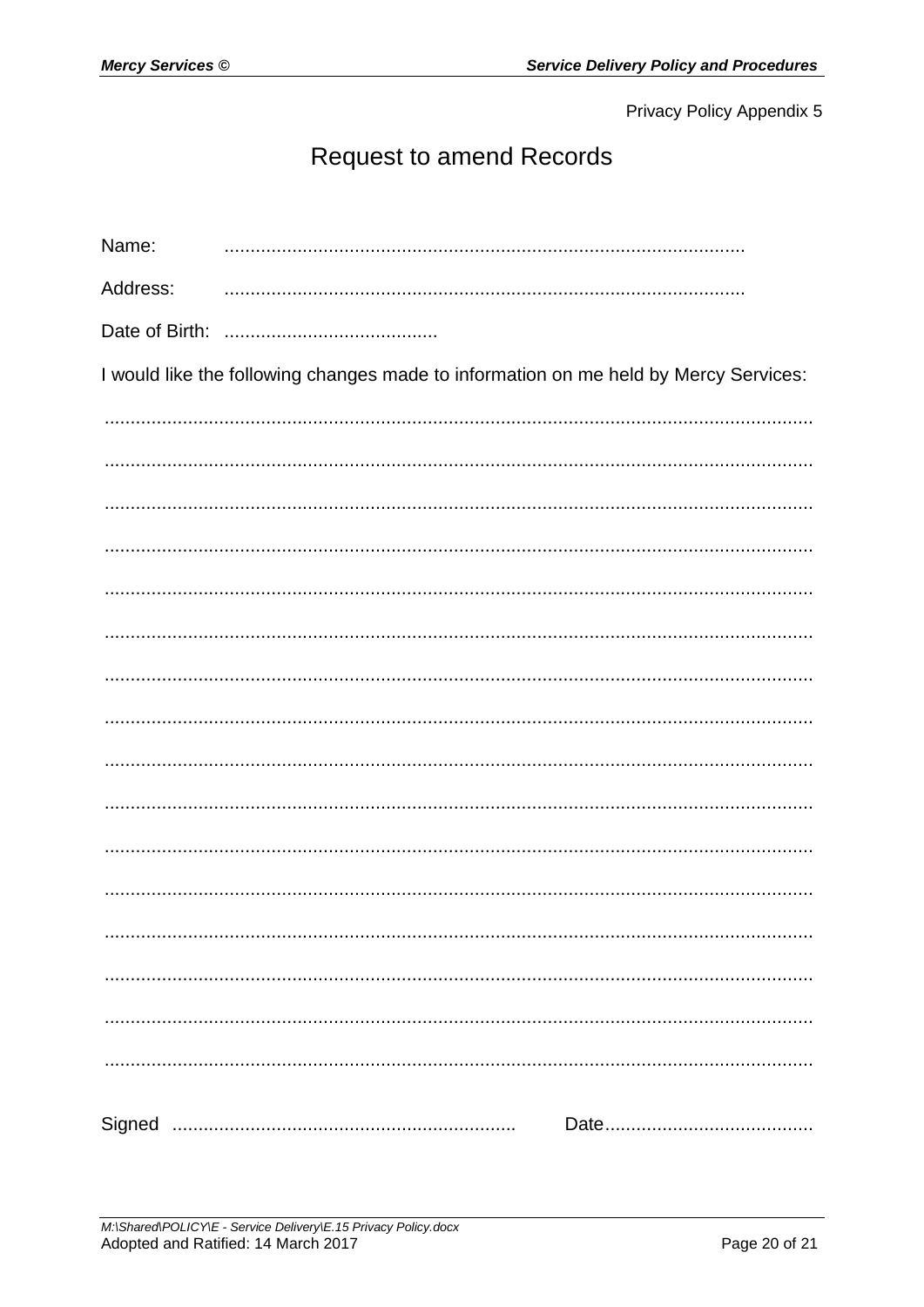Privacy Policy Appendix 5

# Request to amend Records

Name: ..................................................................................................

Address: ..................................................................................................

Date of Birth: .........................................

I would like the following changes made to information on me held by Mercy Services:

.......................................................................................................................................

.......................................................................................................................................

.......................................................................................................................................

.......................................................................................................................................

.......................................................................................................................................

.......................................................................................................................................

.......................................................................................................................................

.......................................................................................................................................

.......................................................................................................................................

.......................................................................................................................................

.......................................................................................................................................

.......................................................................................................................................

.......................................................................................................................................

.......................................................................................................................................

.......................................................................................................................................

.......................................................................................................................................

Signed ................................................................ Date.......................................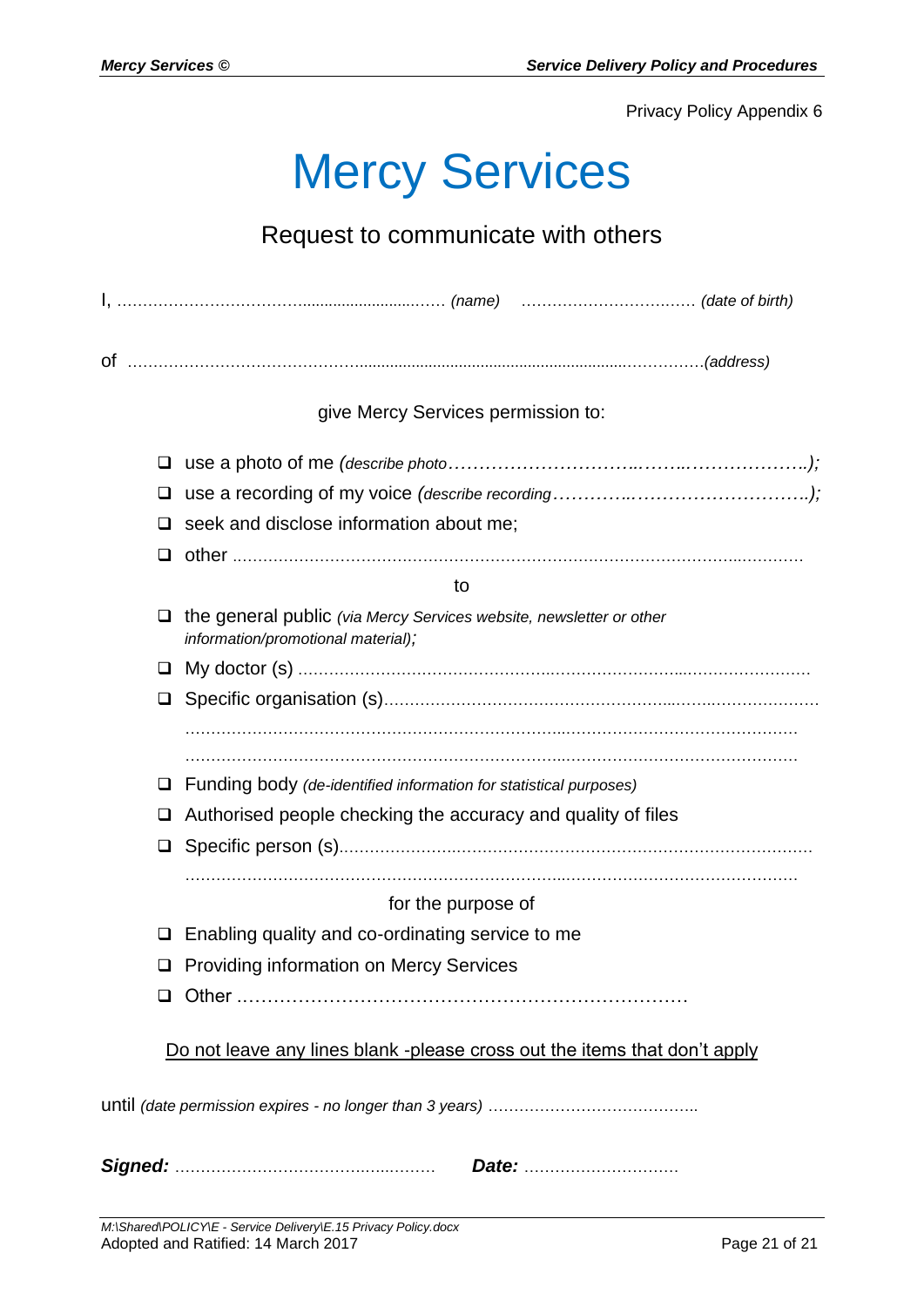Privacy Policy Appendix 6

# Mercy Services

## Request to communicate with others

I, ……………………………................................…… *(name)* ……………………………… *(date of birth)*

of ………………………………………...............................................................……………*(address)*

give Mercy Services permission to:

- ☐ use a photo of me *(describe photo…………………………..……..………………..);*
- ☐ use a recording of my voice *(describe recording…………..………………………..);*
- ☐ seek and disclose information about me;
- ☐ other ................................................................................................................

to

- ☐ the general public *(via Mercy Services website, newsletter or other information/promotional material);*
- ☐ My doctor (s) ....................................................................................................
- ☐ Specific organisation (s)...................................................................................
  .......................................................................................................................
  .......................................................................................................................
- ☐ Funding body *(de-identified information for statistical purposes)*
- ☐ Authorised people checking the accuracy and quality of files
- ☐ Specific person (s).............................................................................................
  .......................................................................................................................

for the purpose of

- ☐ Enabling quality and co-ordinating service to me
- ☐ Providing information on Mercy Services
- ☐ Other ……………………………………………………………….

<u>Do not leave any lines blank -please cross out the items that don't apply</u>

until *(date permission expires - no longer than 3 years)* …………………………………..

***Signed:*** ……………………………….........…   ***Date:*** …………………………

*M:\Shared\POLICY\E - Service Delivery\E.15 Privacy Policy.docx*
Adopted and Ratified: 14 March 2017